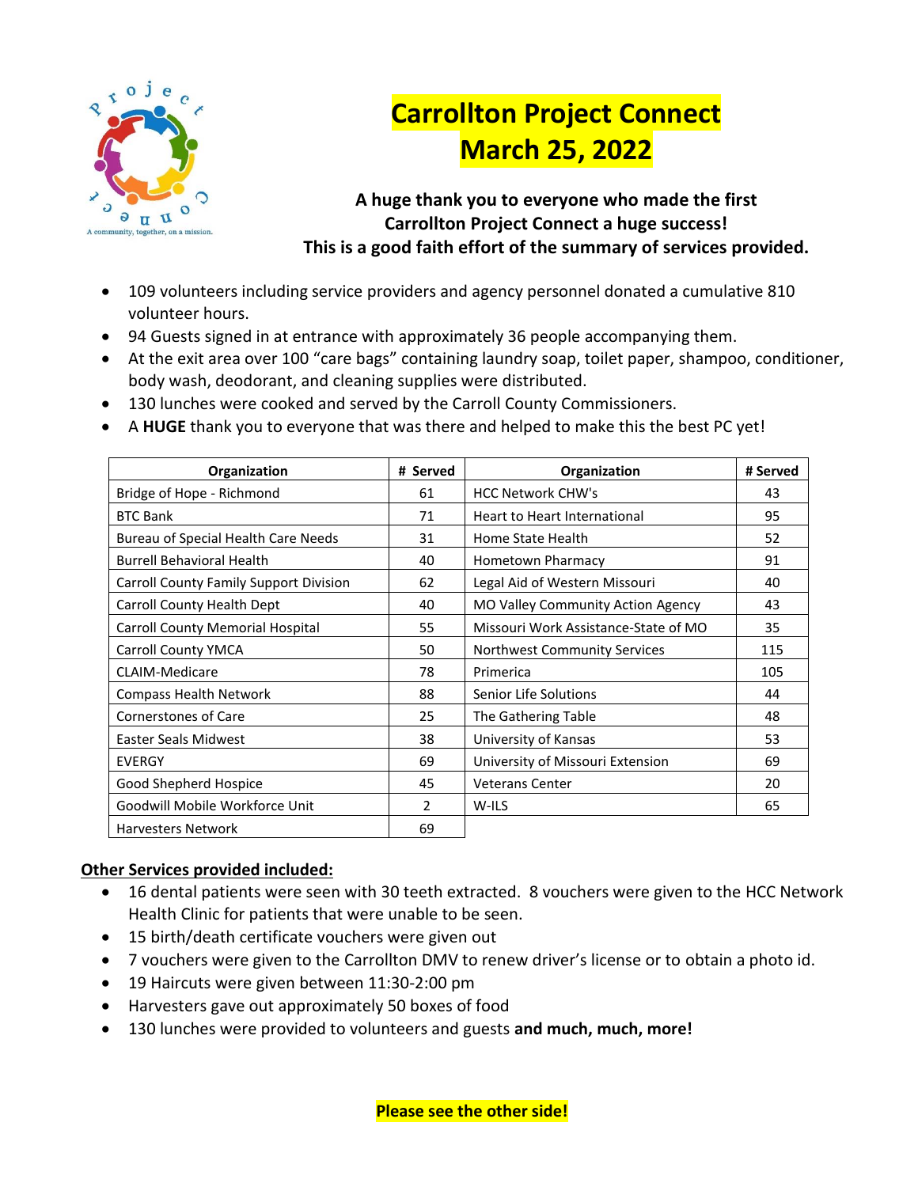# Carrollton Project Connect
# March 25, 2022

**A huge thank you to everyone who made the first Carrollton Project Connect a huge success!**
**This is a good faith effort of the summary of services provided.**

- 109 volunteers including service providers and agency personnel donated a cumulative 810 volunteer hours.
- 94 Guests signed in at entrance with approximately 36 people accompanying them.
- At the exit area over 100 "care bags" containing laundry soap, toilet paper, shampoo, conditioner, body wash, deodorant, and cleaning supplies were distributed.
- 130 lunches were cooked and served by the Carroll County Commissioners.
- A **HUGE** thank you to everyone that was there and helped to make this the best PC yet!

| Organization | # Served | Organization | # Served |
|---|---|---|---|
| Bridge of Hope - Richmond | 61 | HCC Network CHW's | 43 |
| BTC Bank | 71 | Heart to Heart International | 95 |
| Bureau of Special Health Care Needs | 31 | Home State Health | 52 |
| Burrell Behavioral Health | 40 | Hometown Pharmacy | 91 |
| Carroll County Family Support Division | 62 | Legal Aid of Western Missouri | 40 |
| Carroll County Health Dept | 40 | MO Valley Community Action Agency | 43 |
| Carroll County Memorial Hospital | 55 | Missouri Work Assistance-State of MO | 35 |
| Carroll County YMCA | 50 | Northwest Community Services | 115 |
| CLAIM-Medicare | 78 | Primerica | 105 |
| Compass Health Network | 88 | Senior Life Solutions | 44 |
| Cornerstones of Care | 25 | The Gathering Table | 48 |
| Easter Seals Midwest | 38 | University of Kansas | 53 |
| EVERGY | 69 | University of Missouri Extension | 69 |
| Good Shepherd Hospice | 45 | Veterans Center | 20 |
| Goodwill Mobile Workforce Unit | 2 | W-ILS | 65 |
| Harvesters Network | 69 | | |

**Other Services provided included:**

- 16 dental patients were seen with 30 teeth extracted. 8 vouchers were given to the HCC Network Health Clinic for patients that were unable to be seen.
- 15 birth/death certificate vouchers were given out
- 7 vouchers were given to the Carrollton DMV to renew driver's license or to obtain a photo id.
- 19 Haircuts were given between 11:30-2:00 pm
- Harvesters gave out approximately 50 boxes of food
- 130 lunches were provided to volunteers and guests **and much, much, more!**

**Please see the other side!**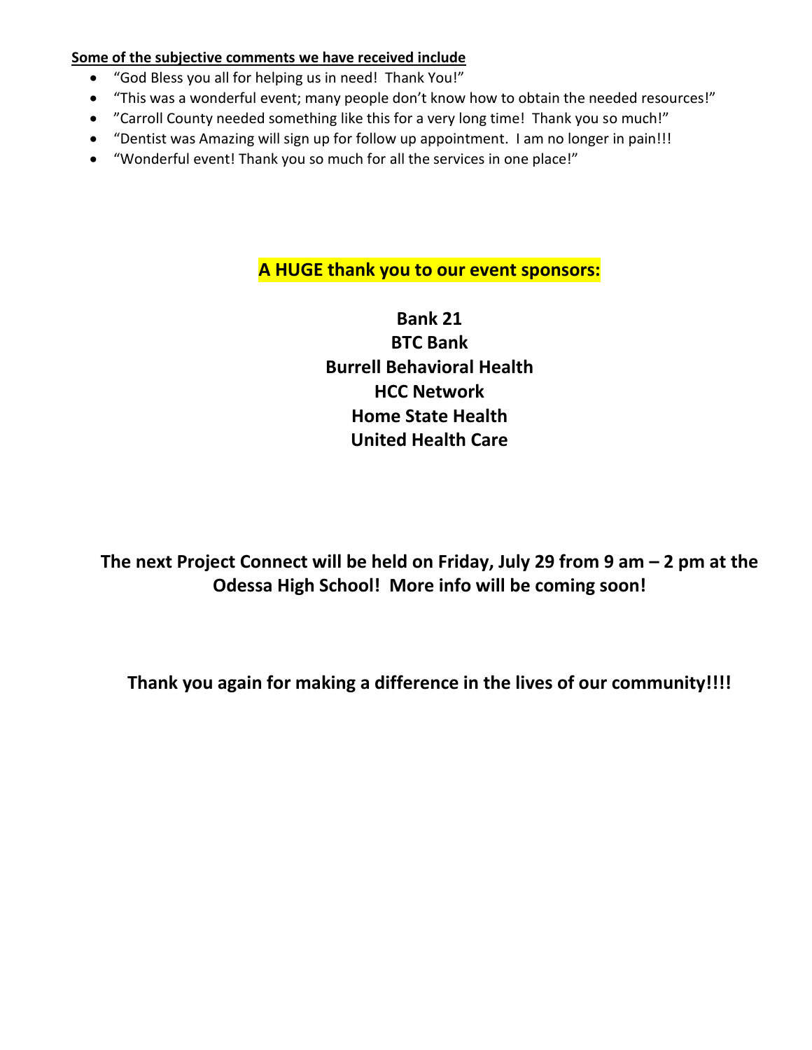**Some of the subjective comments we have received include**

- "God Bless you all for helping us in need!  Thank You!"
- "This was a wonderful event; many people don't know how to obtain the needed resources!"
- "Carroll County needed something like this for a very long time!  Thank you so much!"
- "Dentist was Amazing will sign up for follow up appointment.  I am no longer in pain!!!
- "Wonderful event! Thank you so much for all the services in one place!"

**A HUGE thank you to our event sponsors:**

**Bank 21**
**BTC Bank**
**Burrell Behavioral Health**
**HCC Network**
**Home State Health**
**United Health Care**

**The next Project Connect will be held on Friday, July 29 from 9 am – 2 pm at the Odessa High School!  More info will be coming soon!**

**Thank you again for making a difference in the lives of our community!!!!**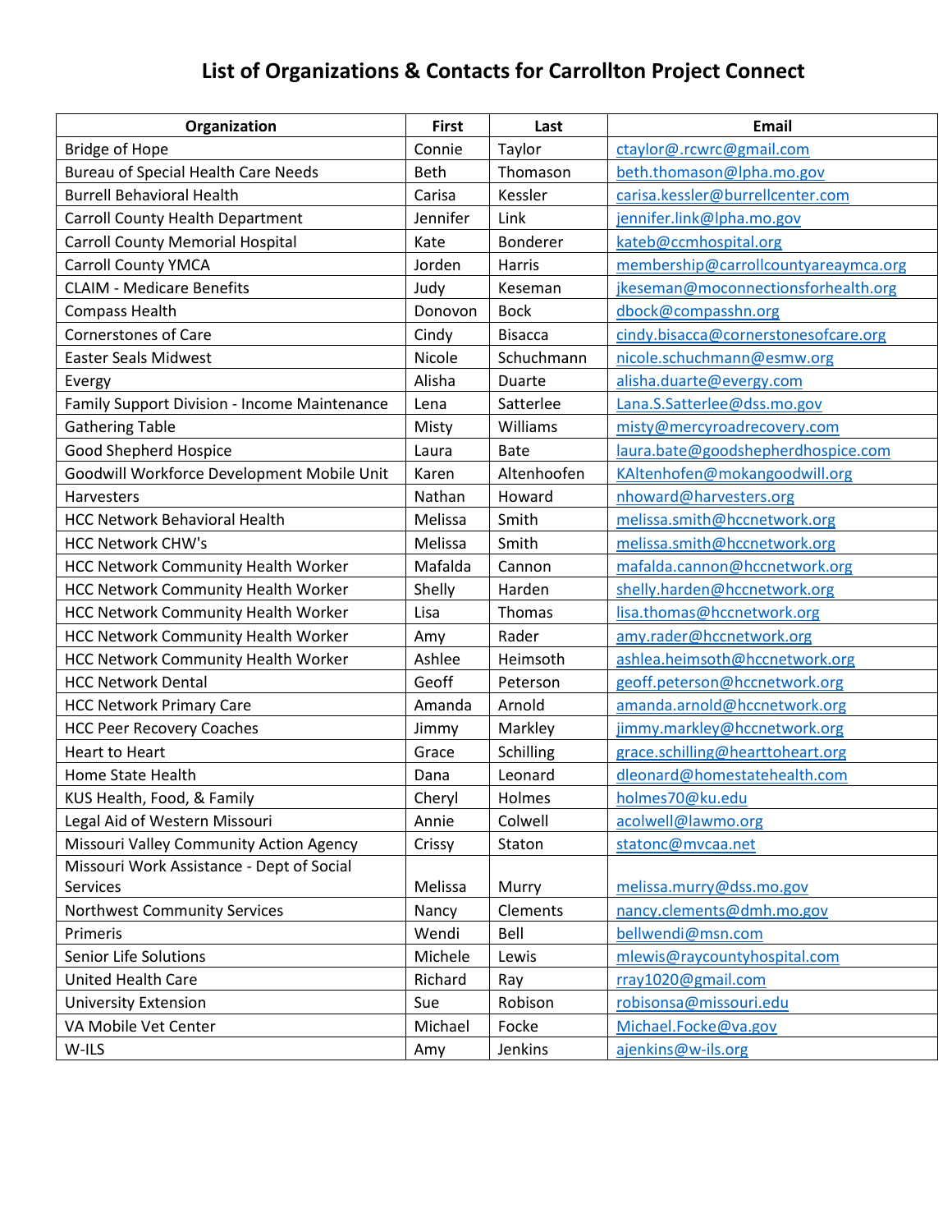# List of Organizations & Contacts for Carrollton Project Connect

| Organization | First | Last | Email |
|---|---|---|---|
| Bridge of Hope | Connie | Taylor | ctaylor@.rcwrc@gmail.com |
| Bureau of Special Health Care Needs | Beth | Thomason | beth.thomason@lpha.mo.gov |
| Burrell Behavioral Health | Carisa | Kessler | carisa.kessler@burrellcenter.com |
| Carroll County Health Department | Jennifer | Link | jennifer.link@lpha.mo.gov |
| Carroll County Memorial Hospital | Kate | Bonderer | kateb@ccmhospital.org |
| Carroll County YMCA | Jorden | Harris | membership@carrollcountyareaymca.org |
| CLAIM - Medicare Benefits | Judy | Keseman | jkeseman@moconnectionsforhealth.org |
| Compass Health | Donovon | Bock | dbock@compasshn.org |
| Cornerstones of Care | Cindy | Bisacca | cindy.bisacca@cornerstonesofcare.org |
| Easter Seals Midwest | Nicole | Schuchmann | nicole.schuchmann@esmw.org |
| Evergy | Alisha | Duarte | alisha.duarte@evergy.com |
| Family Support Division - Income Maintenance | Lena | Satterlee | Lana.S.Satterlee@dss.mo.gov |
| Gathering Table | Misty | Williams | misty@mercyroadrecovery.com |
| Good Shepherd Hospice | Laura | Bate | laura.bate@goodshepherdhospice.com |
| Goodwill Workforce Development Mobile Unit | Karen | Altenhoofen | KAltenhofen@mokangoodwill.org |
| Harvesters | Nathan | Howard | nhoward@harvesters.org |
| HCC Network Behavioral Health | Melissa | Smith | melissa.smith@hccnetwork.org |
| HCC Network CHW's | Melissa | Smith | melissa.smith@hccnetwork.org |
| HCC Network Community Health Worker | Mafalda | Cannon | mafalda.cannon@hccnetwork.org |
| HCC Network Community Health Worker | Shelly | Harden | shelly.harden@hccnetwork.org |
| HCC Network Community Health Worker | Lisa | Thomas | lisa.thomas@hccnetwork.org |
| HCC Network Community Health Worker | Amy | Rader | amy.rader@hccnetwork.org |
| HCC Network Community Health Worker | Ashlee | Heimsoth | ashlea.heimsoth@hccnetwork.org |
| HCC Network Dental | Geoff | Peterson | geoff.peterson@hccnetwork.org |
| HCC Network Primary Care | Amanda | Arnold | amanda.arnold@hccnetwork.org |
| HCC Peer Recovery Coaches | Jimmy | Markley | jimmy.markley@hccnetwork.org |
| Heart to Heart | Grace | Schilling | grace.schilling@hearttoheart.org |
| Home State Health | Dana | Leonard | dleonard@homestatehealth.com |
| KUS Health, Food, & Family | Cheryl | Holmes | holmes70@ku.edu |
| Legal Aid of Western Missouri | Annie | Colwell | acolwell@lawmo.org |
| Missouri Valley Community Action Agency | Crissy | Staton | statonc@mvcaa.net |
| Missouri Work Assistance - Dept of Social Services | Melissa | Murry | melissa.murry@dss.mo.gov |
| Northwest Community Services | Nancy | Clements | nancy.clements@dmh.mo.gov |
| Primeris | Wendi | Bell | bellwendi@msn.com |
| Senior Life Solutions | Michele | Lewis | mlewis@raycountyhospital.com |
| United Health Care | Richard | Ray | rray1020@gmail.com |
| University Extension | Sue | Robison | robisonsa@missouri.edu |
| VA Mobile Vet Center | Michael | Focke | Michael.Focke@va.gov |
| W-ILS | Amy | Jenkins | ajenkins@w-ils.org |